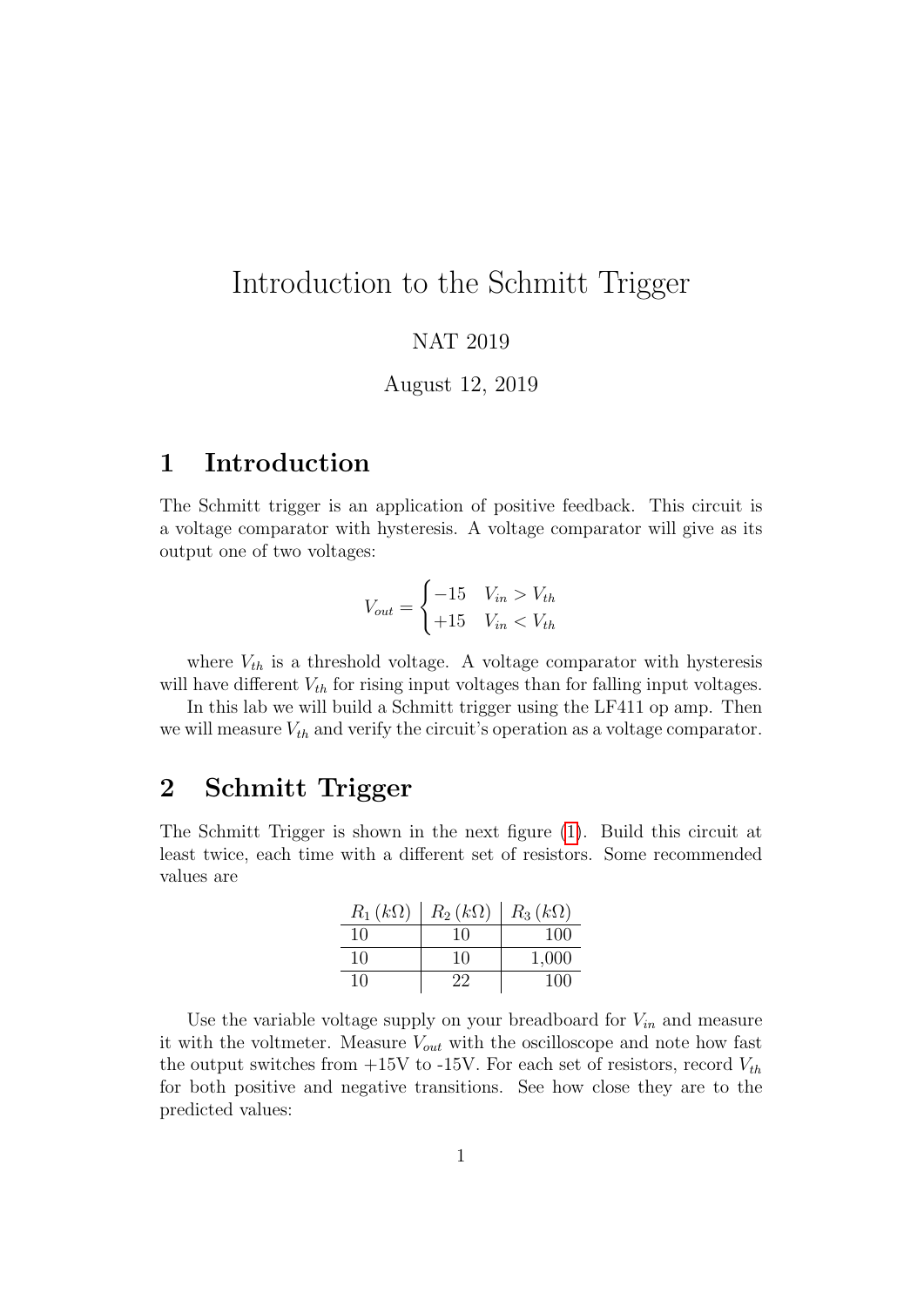# Introduction to the Schmitt Trigger

NAT 2019

August 12, 2019

## 1 Introduction

The Schmitt trigger is an application of positive feedback. This circuit is a voltage comparator with hysteresis. A voltage comparator will give as its output one of two voltages:

$$V_{out} = \begin{cases} -15 & V_{in} > V_{th} \\ +15 & V_{in} < V_{th} \end{cases}$$

where $V_{th}$ is a threshold voltage. A voltage comparator with hysteresis will have different $V_{th}$ for rising input voltages than for falling input voltages.

In this lab we will build a Schmitt trigger using the LF411 op amp. Then we will measure $V_{th}$ and verify the circuit's operation as a voltage comparator.

## 2 Schmitt Trigger

The Schmitt Trigger is shown in the next figure (1). Build this circuit at least twice, each time with a different set of resistors. Some recommended values are

| $R_1\,(k\Omega)$ | $R_2\,(k\Omega)$ | $R_3\,(k\Omega)$ |
|---|---|---|
| 10 | 10 | 100 |
| 10 | 10 | 1,000 |
| 10 | 22 | 100 |

Use the variable voltage supply on your breadboard for $V_{in}$ and measure it with the voltmeter. Measure $V_{out}$ with the oscilloscope and note how fast the output switches from +15V to -15V. For each set of resistors, record $V_{th}$ for both positive and negative transitions. See how close they are to the predicted values: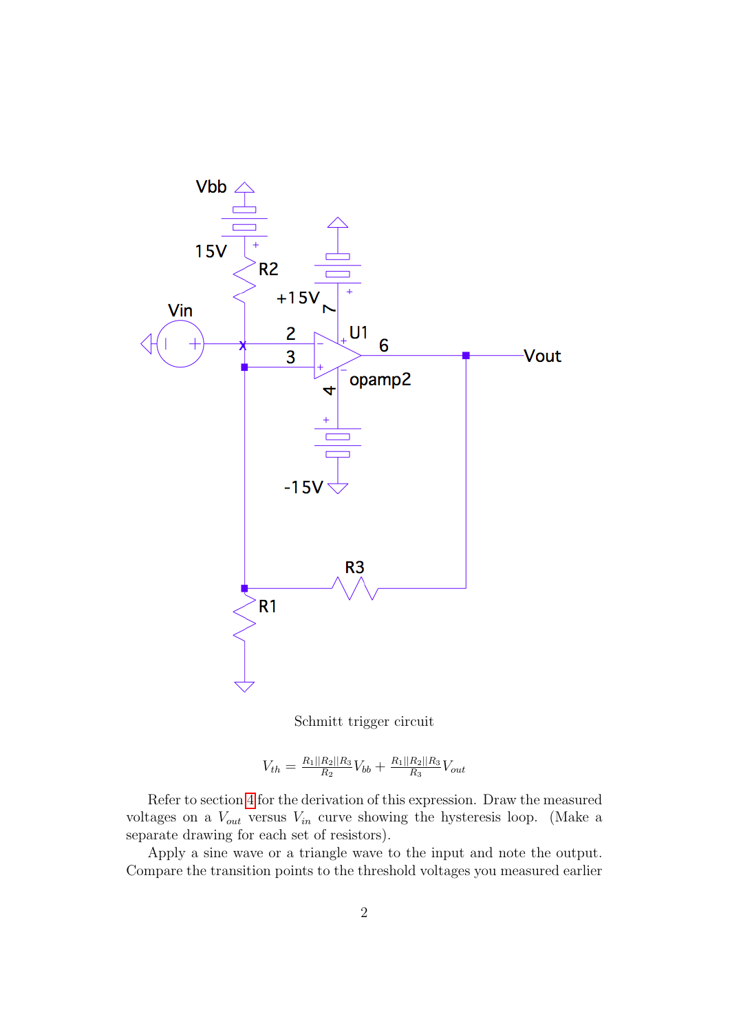Schmitt trigger circuit

$$V_{th} = \frac{R_1||R_2||R_3}{R_2}V_{bb} + \frac{R_1||R_2||R_3}{R_3}V_{out}$$

Refer to section 4 for the derivation of this expression. Draw the measured voltages on a $V_{out}$ versus $V_{in}$ curve showing the hysteresis loop. (Make a separate drawing for each set of resistors).

Apply a sine wave or a triangle wave to the input and note the output. Compare the transition points to the threshold voltages you measured earlier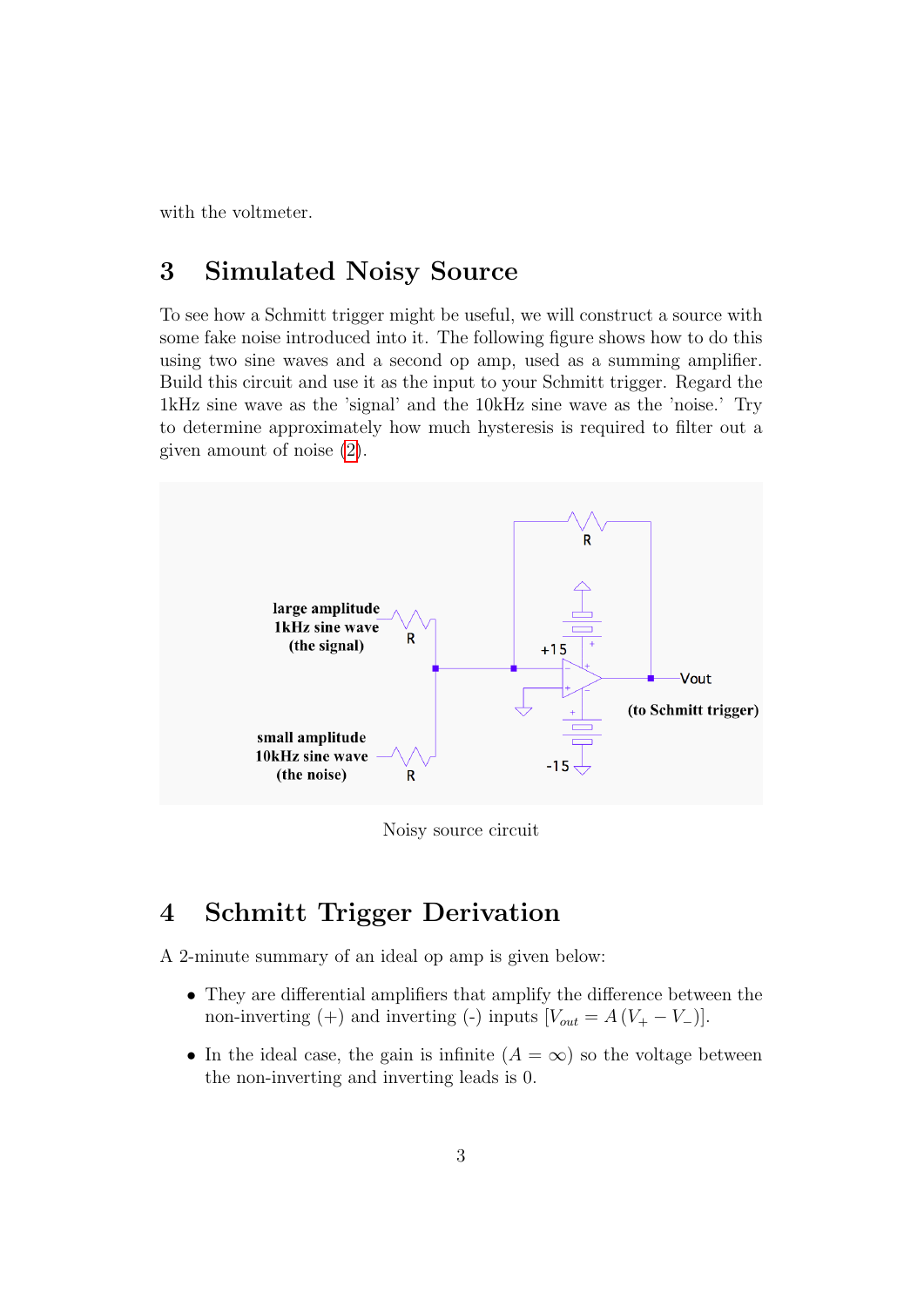with the voltmeter.

## 3 Simulated Noisy Source

To see how a Schmitt trigger might be useful, we will construct a source with some fake noise introduced into it. The following figure shows how to do this using two sine waves and a second op amp, used as a summing amplifier. Build this circuit and use it as the input to your Schmitt trigger. Regard the 1kHz sine wave as the 'signal' and the 10kHz sine wave as the 'noise.' Try to determine approximately how much hysteresis is required to filter out a given amount of noise (2).

Noisy source circuit

## 4 Schmitt Trigger Derivation

A 2-minute summary of an ideal op amp is given below:

- They are differential amplifiers that amplify the difference between the non-inverting (+) and inverting (-) inputs [$V_{out} = A\,(V_+ - V_-)$].
- In the ideal case, the gain is infinite ($A = \infty$) so the voltage between the non-inverting and inverting leads is 0.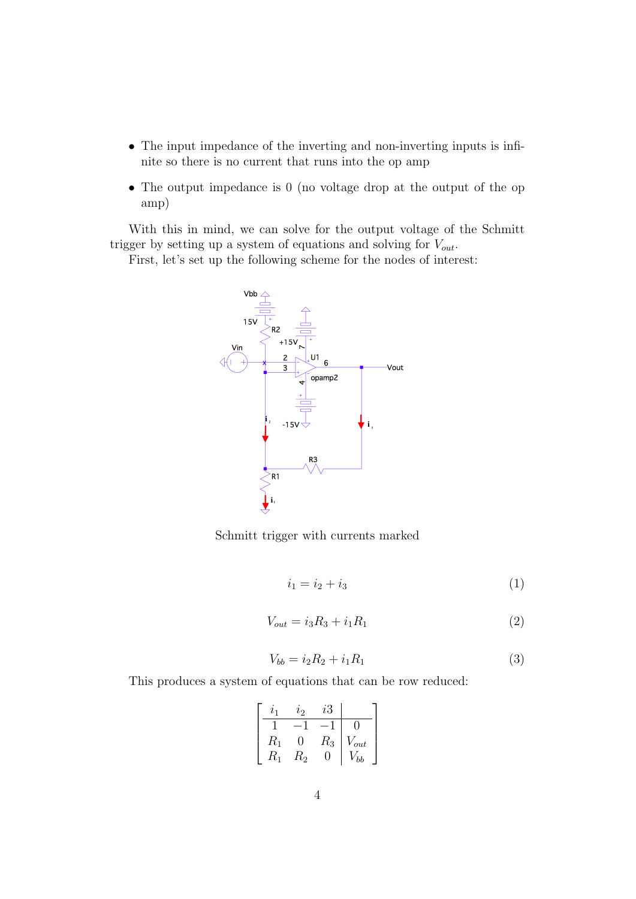- The input impedance of the inverting and non-inverting inputs is infinite so there is no current that runs into the op amp
- The output impedance is 0 (no voltage drop at the output of the op amp)

With this in mind, we can solve for the output voltage of the Schmitt trigger by setting up a system of equations and solving for $V_{out}$.

First, let's set up the following scheme for the nodes of interest:

Schmitt trigger with currents marked

$$i_1 = i_2 + i_3 \tag{1}$$

$$V_{out} = i_3 R_3 + i_1 R_1 \tag{2}$$

$$V_{bb} = i_2 R_2 + i_1 R_1 \tag{3}$$

This produces a system of equations that can be row reduced:

$$\left[\begin{array}{ccc|c} i_1 & i_2 & i3 & \\ \hline 1 & -1 & -1 & 0 \\ R_1 & 0 & R_3 & V_{out} \\ R_1 & R_2 & 0 & V_{bb} \end{array}\right]$$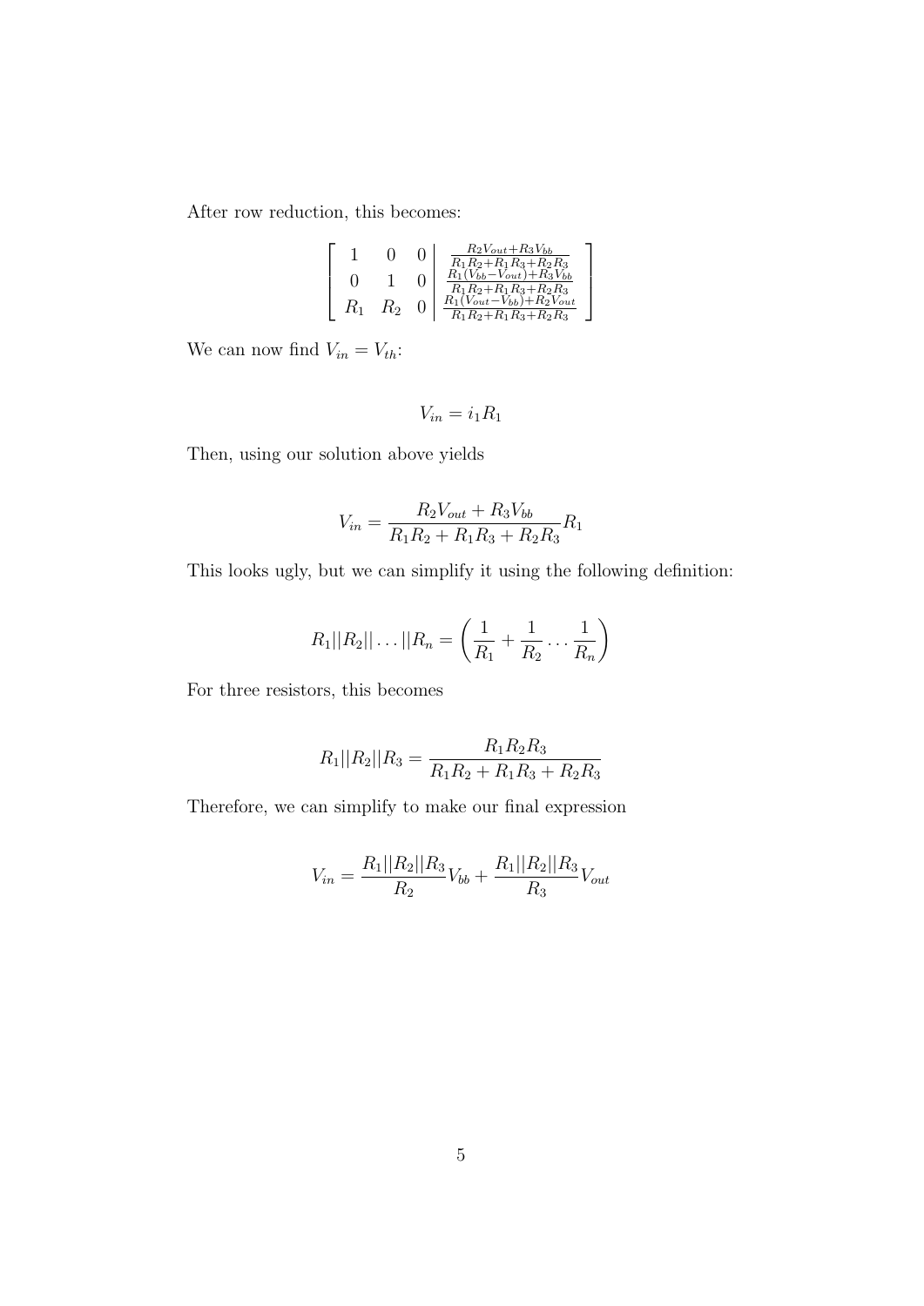After row reduction, this becomes:

$$\left[\begin{array}{ccc|c} 1 & 0 & 0 & \frac{R_2 V_{out} + R_3 V_{bb}}{R_1R_2 + R_1R_3 + R_2R_3} \\ 0 & 1 & 0 & \frac{R_1(V_{bb} - V_{out}) + R_3 V_{bb}}{R_1R_2 + R_1R_3 + R_2R_3} \\ R_1 & R_2 & 0 & \frac{R_1(V_{out} - V_{bb}) + R_2 V_{out}}{R_1R_2 + R_1R_3 + R_2R_3} \end{array}\right]$$

We can now find $V_{in} = V_{th}$:

$$V_{in} = i_1 R_1$$

Then, using our solution above yields

$$V_{in} = \frac{R_2 V_{out} + R_3 V_{bb}}{R_1R_2 + R_1R_3 + R_2R_3} R_1$$

This looks ugly, but we can simplify it using the following definition:

$$R_1 || R_2 || \dots || R_n = \left( \frac{1}{R_1} + \frac{1}{R_2} \dots \frac{1}{R_n} \right)$$

For three resistors, this becomes

$$R_1 || R_2 || R_3 = \frac{R_1 R_2 R_3}{R_1R_2 + R_1R_3 + R_2R_3}$$

Therefore, we can simplify to make our final expression

$$V_{in} = \frac{R_1||R_2||R_3}{R_2} V_{bb} + \frac{R_1||R_2||R_3}{R_3} V_{out}$$